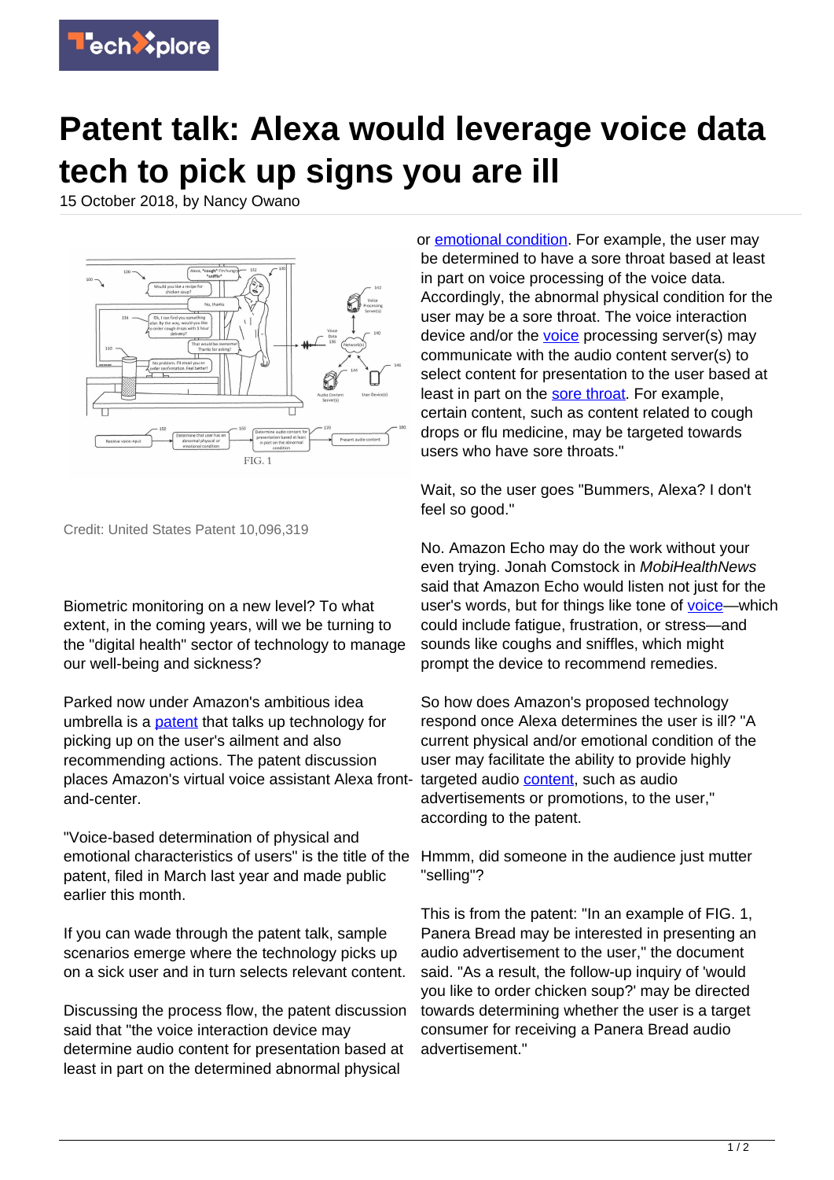# Patent talk: Alexa would leverage voice data tech to pick up signs you are ill

15 October 2018, by Nancy Owano

Credit: United States Patent 10,096,319

Biometric monitoring on a new level? To what extent, in the coming years, will we be turning to the "digital health" sector of technology to manage our well-being and sickness?

Parked now under Amazon's ambitious idea umbrella is a patent that talks up technology for picking up on the user's ailment and also recommending actions. The patent discussion places Amazon's virtual voice assistant Alexa front-and-center.

"Voice-based determination of physical and emotional characteristics of users" is the title of the patent, filed in March last year and made public earlier this month.

If you can wade through the patent talk, sample scenarios emerge where the technology picks up on a sick user and in turn selects relevant content.

Discussing the process flow, the patent discussion said that "the voice interaction device may determine audio content for presentation based at least in part on the determined abnormal physical or emotional condition. For example, the user may be determined to have a sore throat based at least in part on voice processing of the voice data. Accordingly, the abnormal physical condition for the user may be a sore throat. The voice interaction device and/or the voice processing server(s) may communicate with the audio content server(s) to select content for presentation to the user based at least in part on the sore throat. For example, certain content, such as content related to cough drops or flu medicine, may be targeted towards users who have sore throats."

Wait, so the user goes "Bummers, Alexa? I don't feel so good."

No. Amazon Echo may do the work without your even trying. Jonah Comstock in *MobiHealthNews* said that Amazon Echo would listen not just for the user's words, but for things like tone of voice—which could include fatigue, frustration, or stress—and sounds like coughs and sniffles, which might prompt the device to recommend remedies.

So how does Amazon's proposed technology respond once Alexa determines the user is ill? "A current physical and/or emotional condition of the user may facilitate the ability to provide highly targeted audio content, such as audio advertisements or promotions, to the user," according to the patent.

Hmmm, did someone in the audience just mutter "selling"?

This is from the patent: "In an example of FIG. 1, Panera Bread may be interested in presenting an audio advertisement to the user," the document said. "As a result, the follow-up inquiry of 'would you like to order chicken soup?' may be directed towards determining whether the user is a target consumer for receiving a Panera Bread audio advertisement."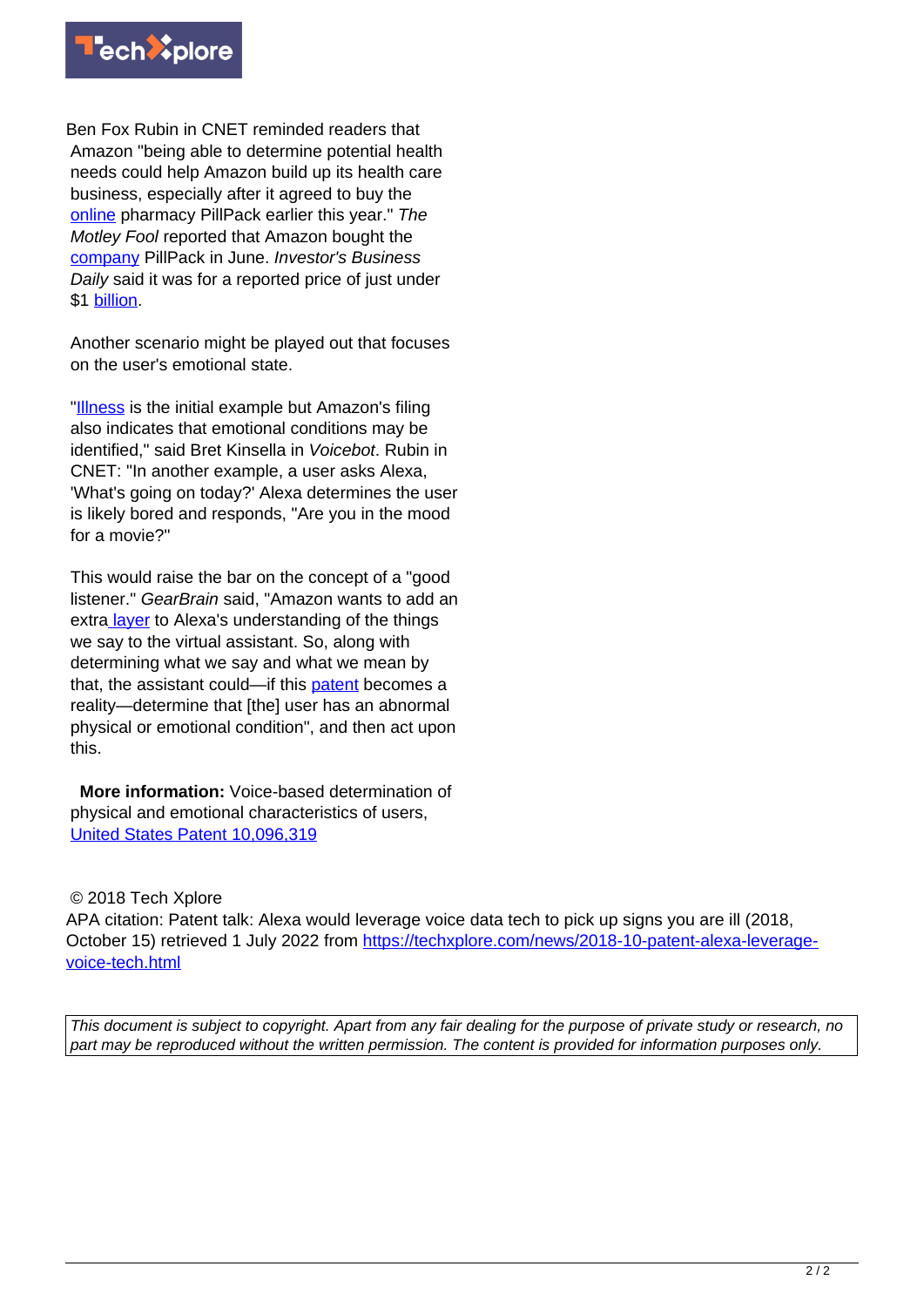Ben Fox Rubin in CNET reminded readers that Amazon "being able to determine potential health needs could help Amazon build up its health care business, especially after it agreed to buy the online pharmacy PillPack earlier this year." *The Motley Fool* reported that Amazon bought the company PillPack in June. *Investor's Business Daily* said it was for a reported price of just under $1 billion.

Another scenario might be played out that focuses on the user's emotional state.

"Illness is the initial example but Amazon's filing also indicates that emotional conditions may be identified," said Bret Kinsella in *Voicebot*. Rubin in CNET: "In another example, a user asks Alexa, 'What's going on today?' Alexa determines the user is likely bored and responds, "Are you in the mood for a movie?"

This would raise the bar on the concept of a "good listener." *GearBrain* said, "Amazon wants to add an extra layer to Alexa's understanding of the things we say to the virtual assistant. So, along with determining what we say and what we mean by that, the assistant could—if this patent becomes a reality—determine that [the] user has an abnormal physical or emotional condition", and then act upon this.

**More information:** Voice-based determination of physical and emotional characteristics of users, United States Patent 10,096,319

© 2018 Tech Xplore

APA citation: Patent talk: Alexa would leverage voice data tech to pick up signs you are ill (2018, October 15) retrieved 1 July 2022 from https://techxplore.com/news/2018-10-patent-alexa-leverage-voice-tech.html

*This document is subject to copyright. Apart from any fair dealing for the purpose of private study or research, no part may be reproduced without the written permission. The content is provided for information purposes only.*